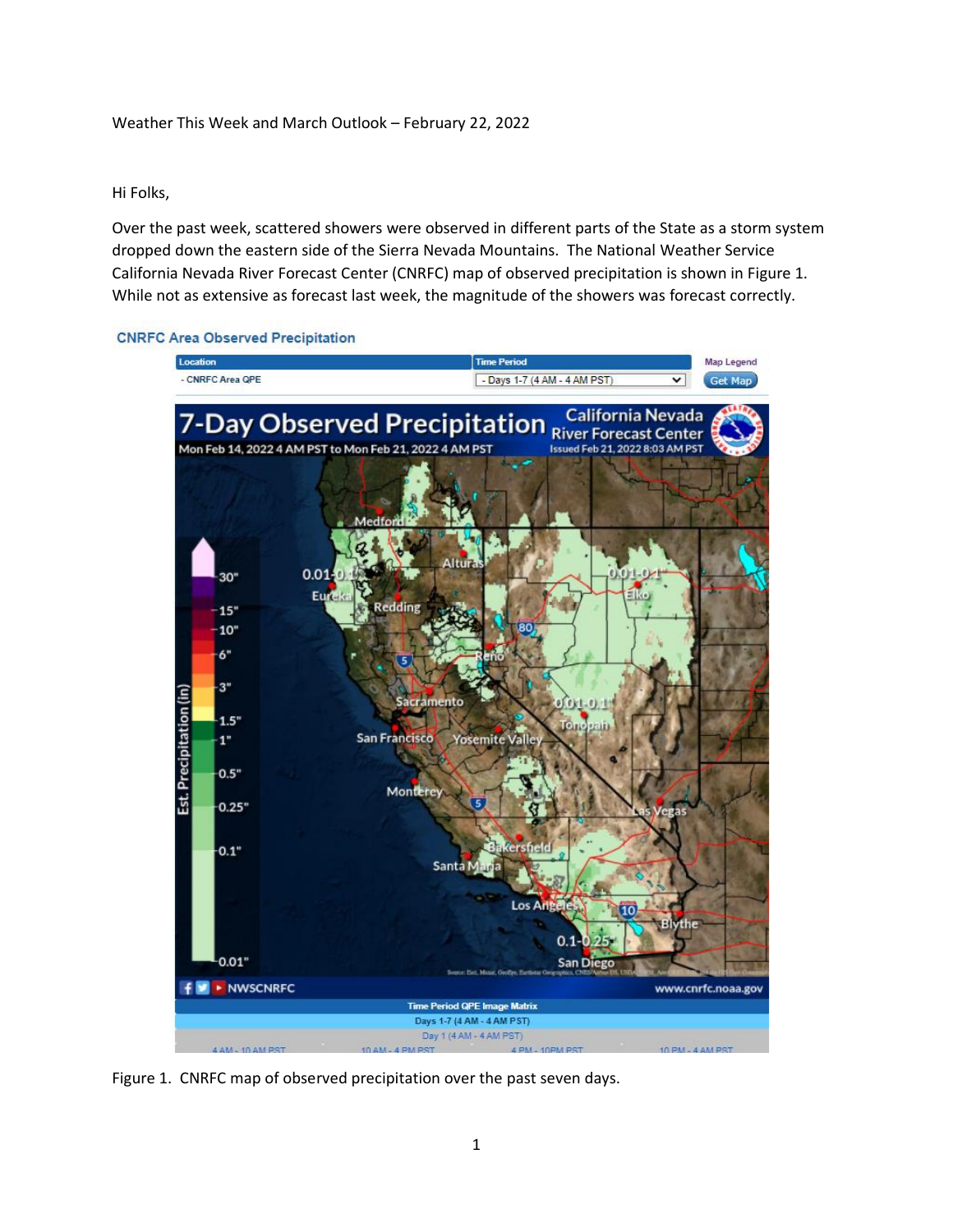Weather This Week and March Outlook – February 22, 2022

Hi Folks,

Over the past week, scattered showers were observed in different parts of the State as a storm system dropped down the eastern side of the Sierra Nevada Mountains. The National Weather Service California Nevada River Forecast Center (CNRFC) map of observed precipitation is shown in Figure 1. While not as extensive as forecast last week, the magnitude of the showers was forecast correctly.

Figure 1. CNRFC map of observed precipitation over the past seven days.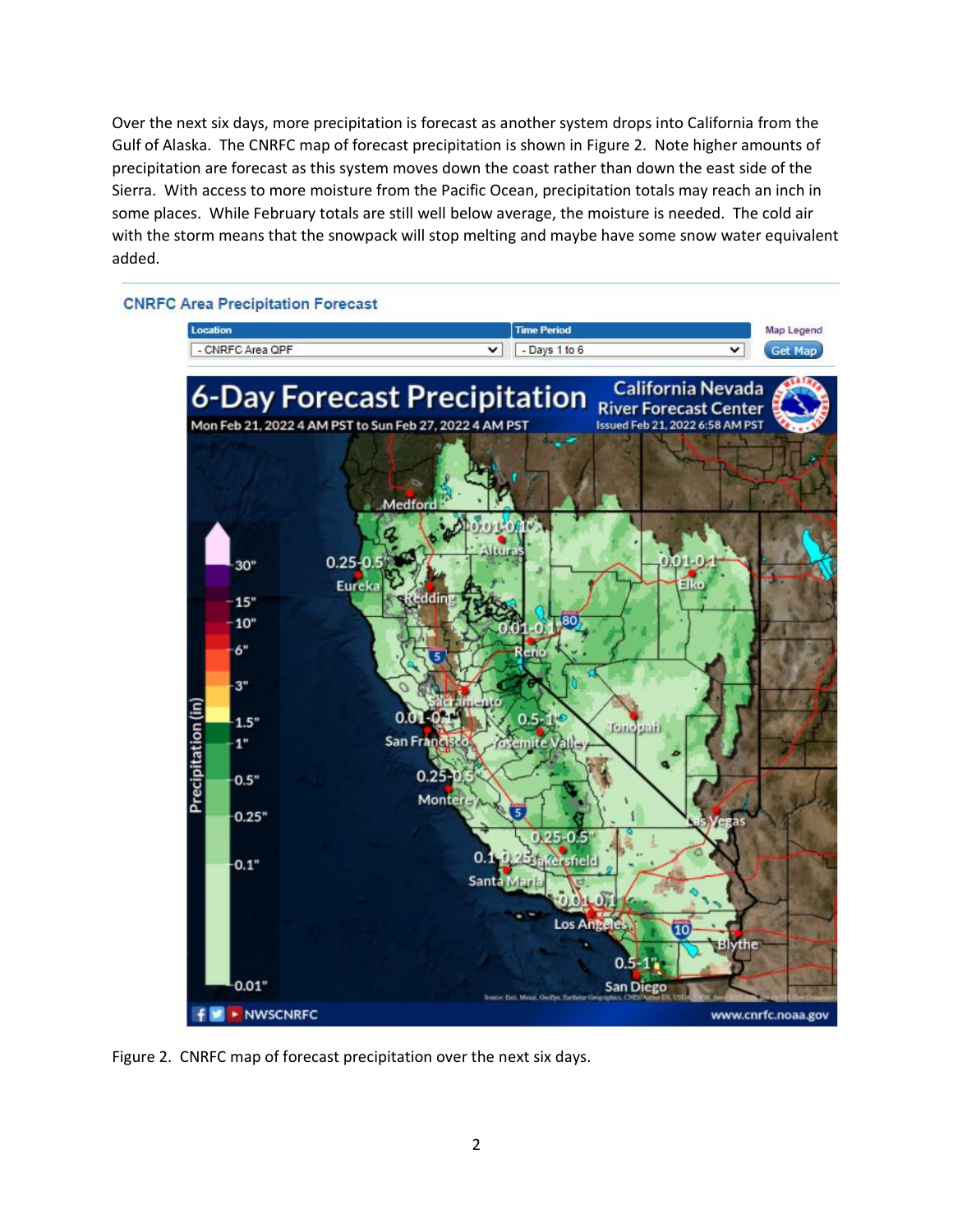Over the next six days, more precipitation is forecast as another system drops into California from the Gulf of Alaska. The CNRFC map of forecast precipitation is shown in Figure 2. Note higher amounts of precipitation are forecast as this system moves down the coast rather than down the east side of the Sierra. With access to more moisture from the Pacific Ocean, precipitation totals may reach an inch in some places. While February totals are still well below average, the moisture is needed. The cold air with the storm means that the snowpack will stop melting and maybe have some snow water equivalent added.

Figure 2. CNRFC map of forecast precipitation over the next six days.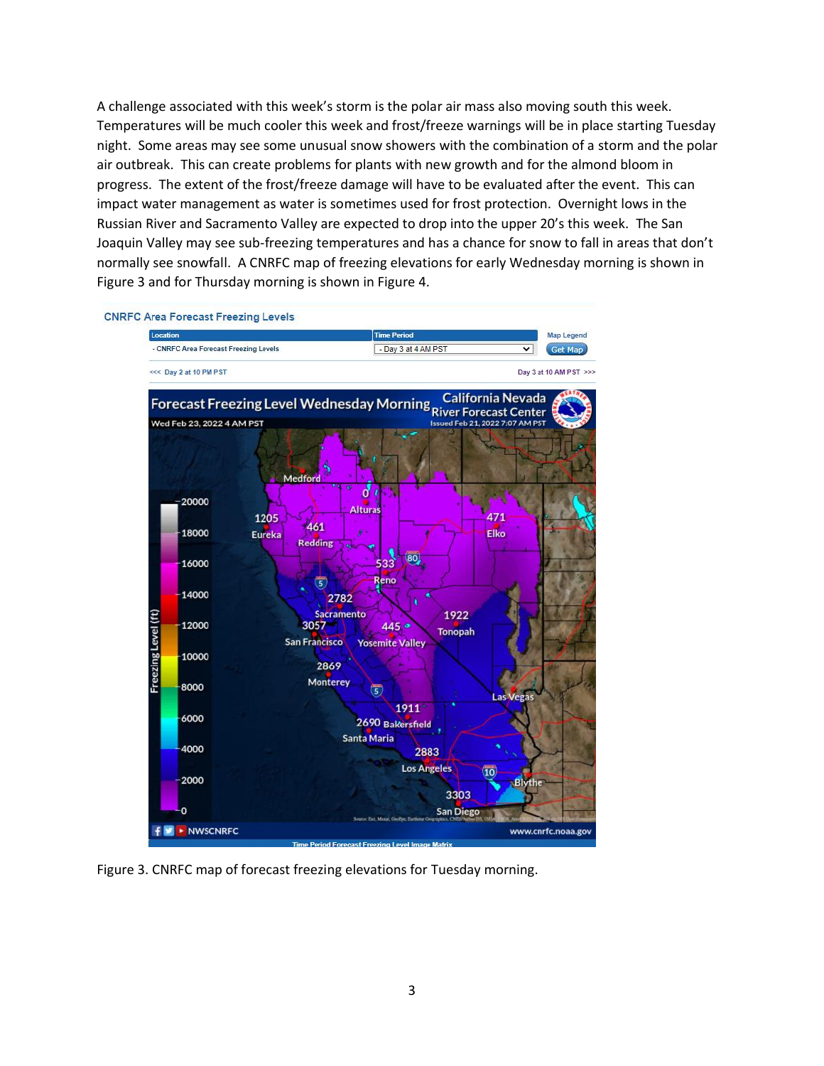A challenge associated with this week's storm is the polar air mass also moving south this week. Temperatures will be much cooler this week and frost/freeze warnings will be in place starting Tuesday night. Some areas may see some unusual snow showers with the combination of a storm and the polar air outbreak. This can create problems for plants with new growth and for the almond bloom in progress. The extent of the frost/freeze damage will have to be evaluated after the event. This can impact water management as water is sometimes used for frost protection. Overnight lows in the Russian River and Sacramento Valley are expected to drop into the upper 20's this week. The San Joaquin Valley may see sub-freezing temperatures and has a chance for snow to fall in areas that don't normally see snowfall. A CNRFC map of freezing elevations for early Wednesday morning is shown in Figure 3 and for Thursday morning is shown in Figure 4.

Figure 3. CNRFC map of forecast freezing elevations for Tuesday morning.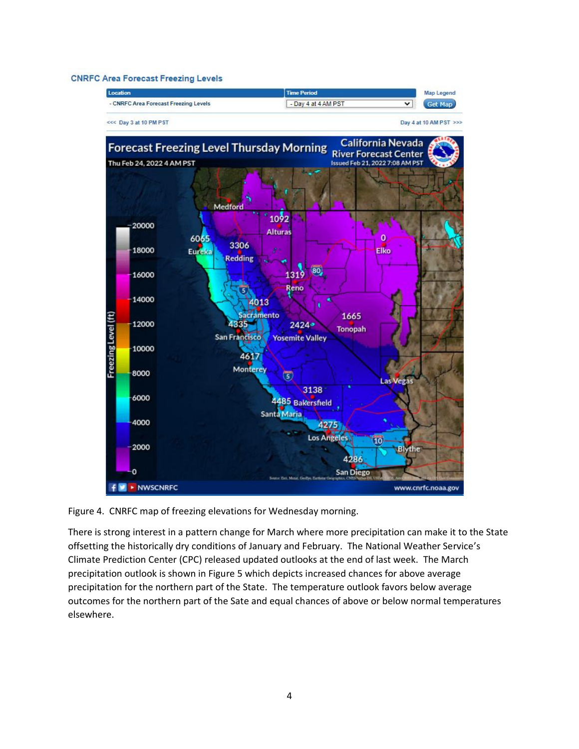Figure 4. CNRFC map of freezing elevations for Wednesday morning.

There is strong interest in a pattern change for March where more precipitation can make it to the State offsetting the historically dry conditions of January and February. The National Weather Service's Climate Prediction Center (CPC) released updated outlooks at the end of last week. The March precipitation outlook is shown in Figure 5 which depicts increased chances for above average precipitation for the northern part of the State. The temperature outlook favors below average outcomes for the northern part of the Sate and equal chances of above or below normal temperatures elsewhere.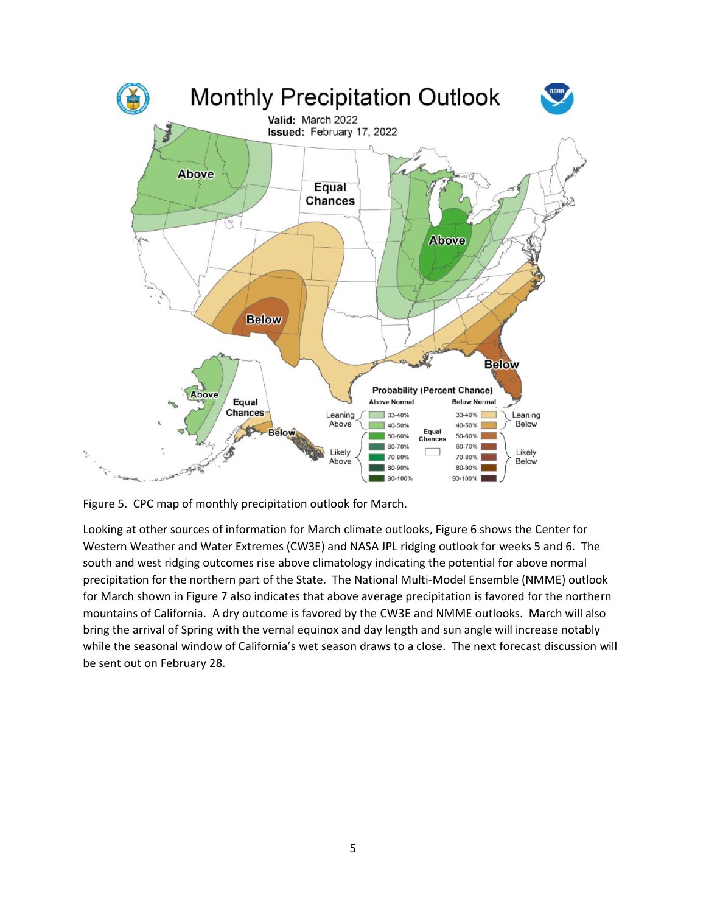Figure 5. CPC map of monthly precipitation outlook for March.

Looking at other sources of information for March climate outlooks, Figure 6 shows the Center for Western Weather and Water Extremes (CW3E) and NASA JPL ridging outlook for weeks 5 and 6. The south and west ridging outcomes rise above climatology indicating the potential for above normal precipitation for the northern part of the State. The National Multi-Model Ensemble (NMME) outlook for March shown in Figure 7 also indicates that above average precipitation is favored for the northern mountains of California. A dry outcome is favored by the CW3E and NMME outlooks. March will also bring the arrival of Spring with the vernal equinox and day length and sun angle will increase notably while the seasonal window of California's wet season draws to a close. The next forecast discussion will be sent out on February 28.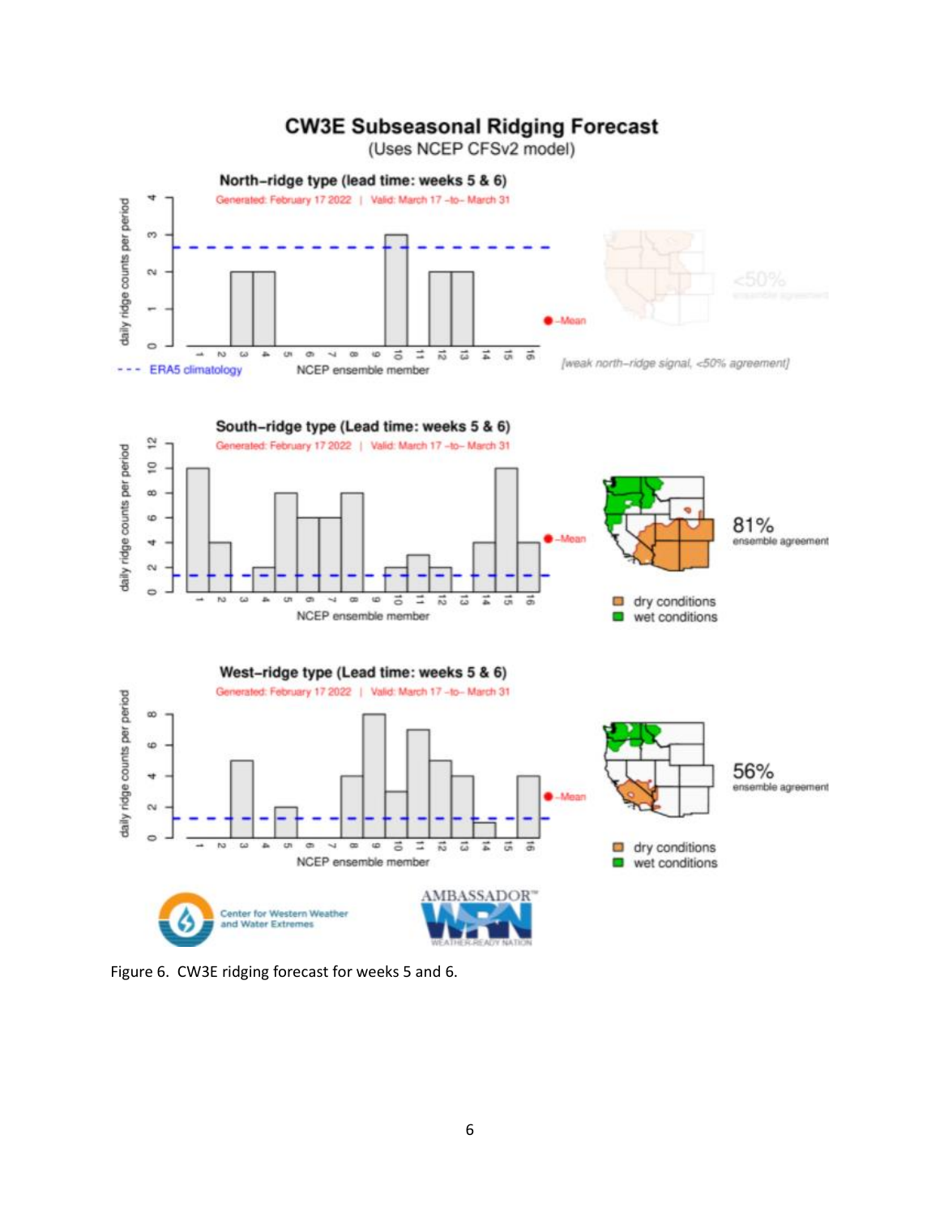Figure 6. CW3E ridging forecast for weeks 5 and 6.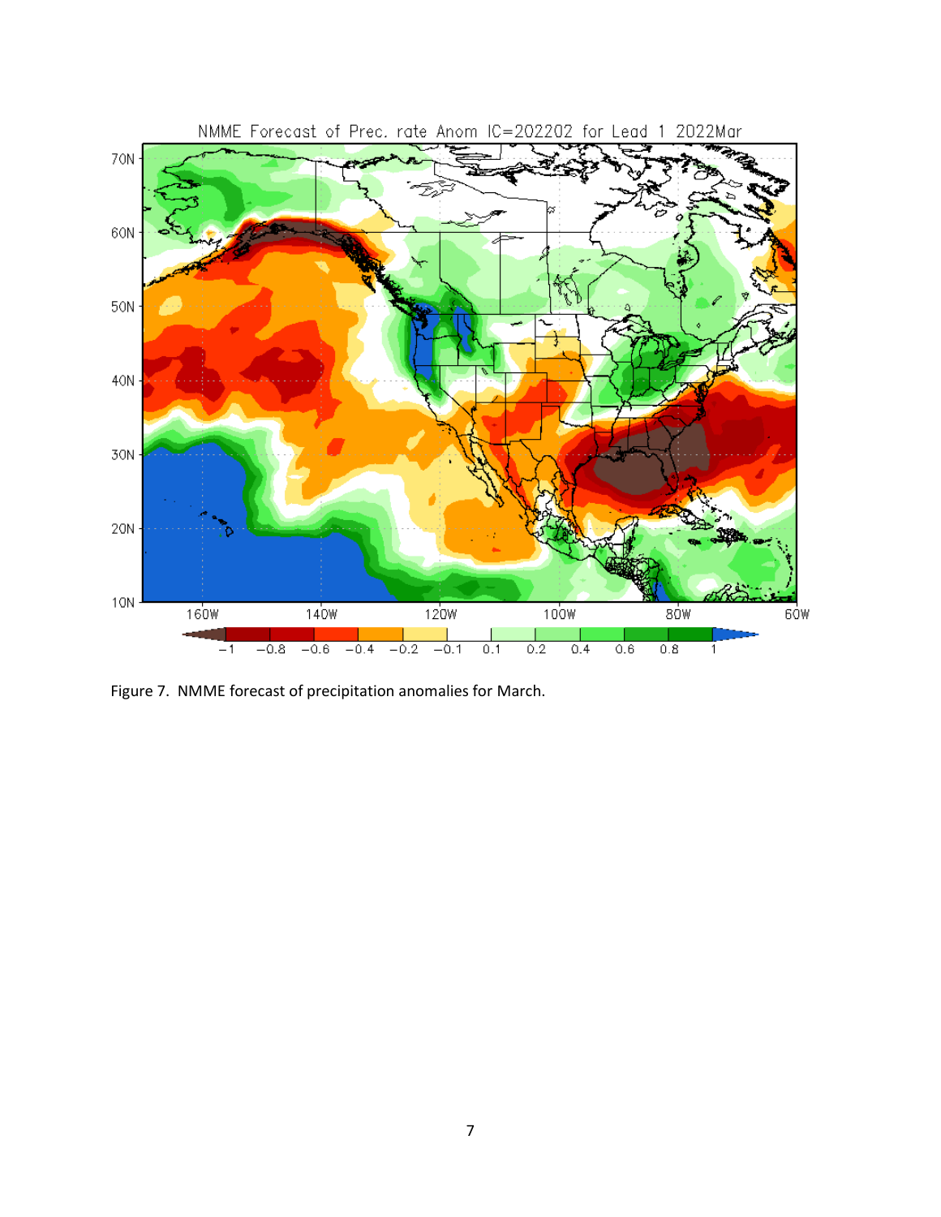NMME Forecast of Prec. rate Anom IC=202202 for Lead 1 2022Mar

70N
60N
50N
40N
30N
20N
10N

160W 140W 120W 100W 80W 60W

−1 −0.8 −0.6 −0.4 −0.2 −0.1 0.1 0.2 0.4 0.6 0.8 1

Figure 7. NMME forecast of precipitation anomalies for March.